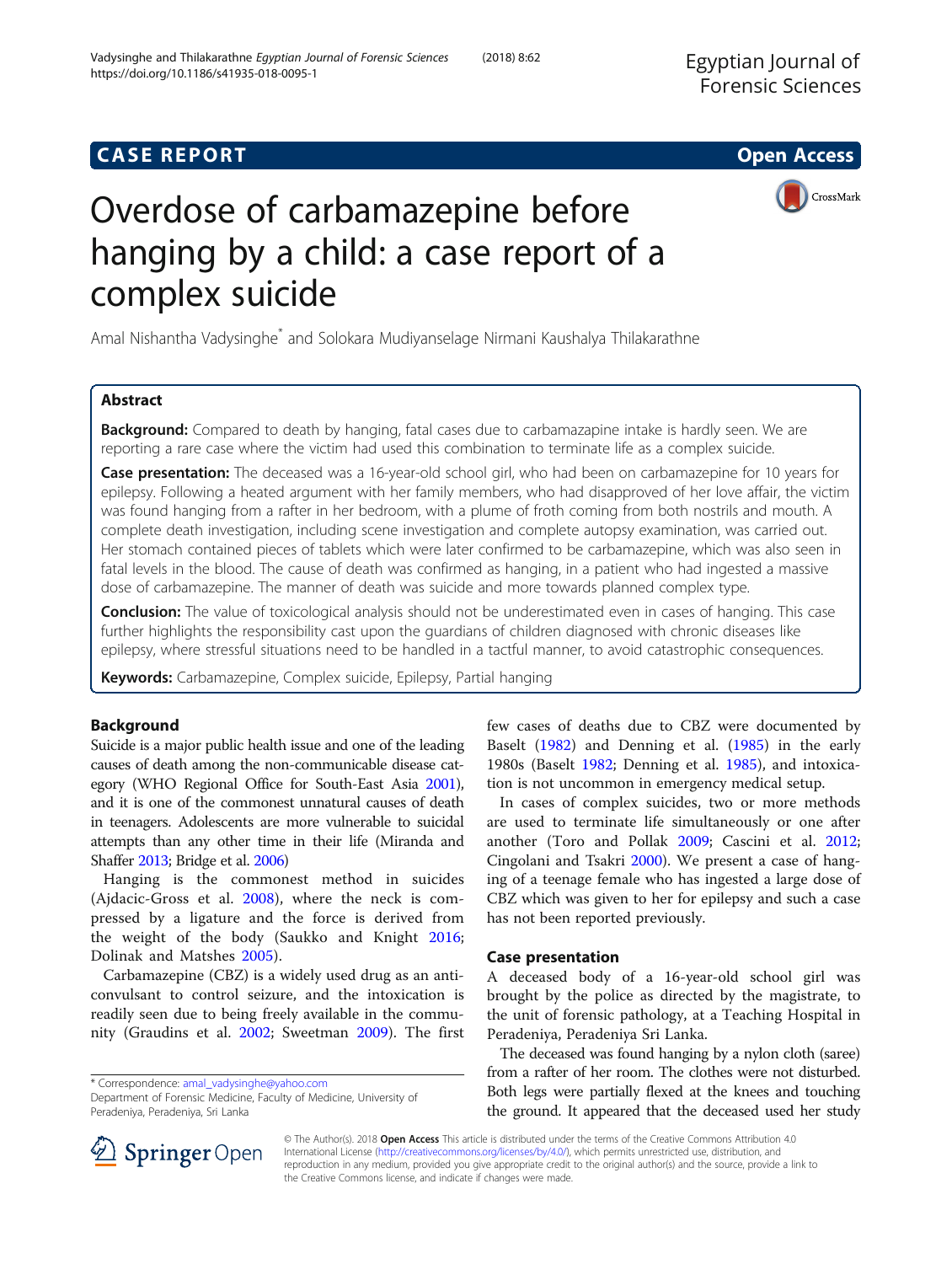CASE REPORT

Open Access

# Overdose of carbamazepine before hanging by a child: a case report of a complex suicide

Amal Nishantha Vadysinghe* and Solokara Mudiyanselage Nirmani Kaushalya Thilakarathne

## Abstract

**Background:** Compared to death by hanging, fatal cases due to carbamazapine intake is hardly seen. We are reporting a rare case where the victim had used this combination to terminate life as a complex suicide.

**Case presentation:** The deceased was a 16-year-old school girl, who had been on carbamazepine for 10 years for epilepsy. Following a heated argument with her family members, who had disapproved of her love affair, the victim was found hanging from a rafter in her bedroom, with a plume of froth coming from both nostrils and mouth. A complete death investigation, including scene investigation and complete autopsy examination, was carried out. Her stomach contained pieces of tablets which were later confirmed to be carbamazepine, which was also seen in fatal levels in the blood. The cause of death was confirmed as hanging, in a patient who had ingested a massive dose of carbamazepine. The manner of death was suicide and more towards planned complex type.

**Conclusion:** The value of toxicological analysis should not be underestimated even in cases of hanging. This case further highlights the responsibility cast upon the guardians of children diagnosed with chronic diseases like epilepsy, where stressful situations need to be handled in a tactful manner, to avoid catastrophic consequences.

**Keywords:** Carbamazepine, Complex suicide, Epilepsy, Partial hanging

## Background

Suicide is a major public health issue and one of the leading causes of death among the non-communicable disease category (WHO Regional Office for South-East Asia 2001), and it is one of the commonest unnatural causes of death in teenagers. Adolescents are more vulnerable to suicidal attempts than any other time in their life (Miranda and Shaffer 2013; Bridge et al. 2006)

Hanging is the commonest method in suicides (Ajdacic-Gross et al. 2008), where the neck is compressed by a ligature and the force is derived from the weight of the body (Saukko and Knight 2016; Dolinak and Matshes 2005).

Carbamazepine (CBZ) is a widely used drug as an anticonvulsant to control seizure, and the intoxication is readily seen due to being freely available in the community (Graudins et al. 2002; Sweetman 2009). The first few cases of deaths due to CBZ were documented by Baselt (1982) and Denning et al. (1985) in the early 1980s (Baselt 1982; Denning et al. 1985), and intoxication is not uncommon in emergency medical setup.

In cases of complex suicides, two or more methods are used to terminate life simultaneously or one after another (Toro and Pollak 2009; Cascini et al. 2012; Cingolani and Tsakri 2000). We present a case of hanging of a teenage female who has ingested a large dose of CBZ which was given to her for epilepsy and such a case has not been reported previously.

## Case presentation

A deceased body of a 16-year-old school girl was brought by the police as directed by the magistrate, to the unit of forensic pathology, at a Teaching Hospital in Peradeniya, Peradeniya Sri Lanka.

The deceased was found hanging by a nylon cloth (saree) from a rafter of her room. The clothes were not disturbed. Both legs were partially flexed at the knees and touching the ground. It appeared that the deceased used her study

\* Correspondence: amal_vadysinghe@yahoo.com
Department of Forensic Medicine, Faculty of Medicine, University of Peradeniya, Peradeniya, Sri Lanka

© The Author(s). 2018 **Open Access** This article is distributed under the terms of the Creative Commons Attribution 4.0 International License (http://creativecommons.org/licenses/by/4.0/), which permits unrestricted use, distribution, and reproduction in any medium, provided you give appropriate credit to the original author(s) and the source, provide a link to the Creative Commons license, and indicate if changes were made.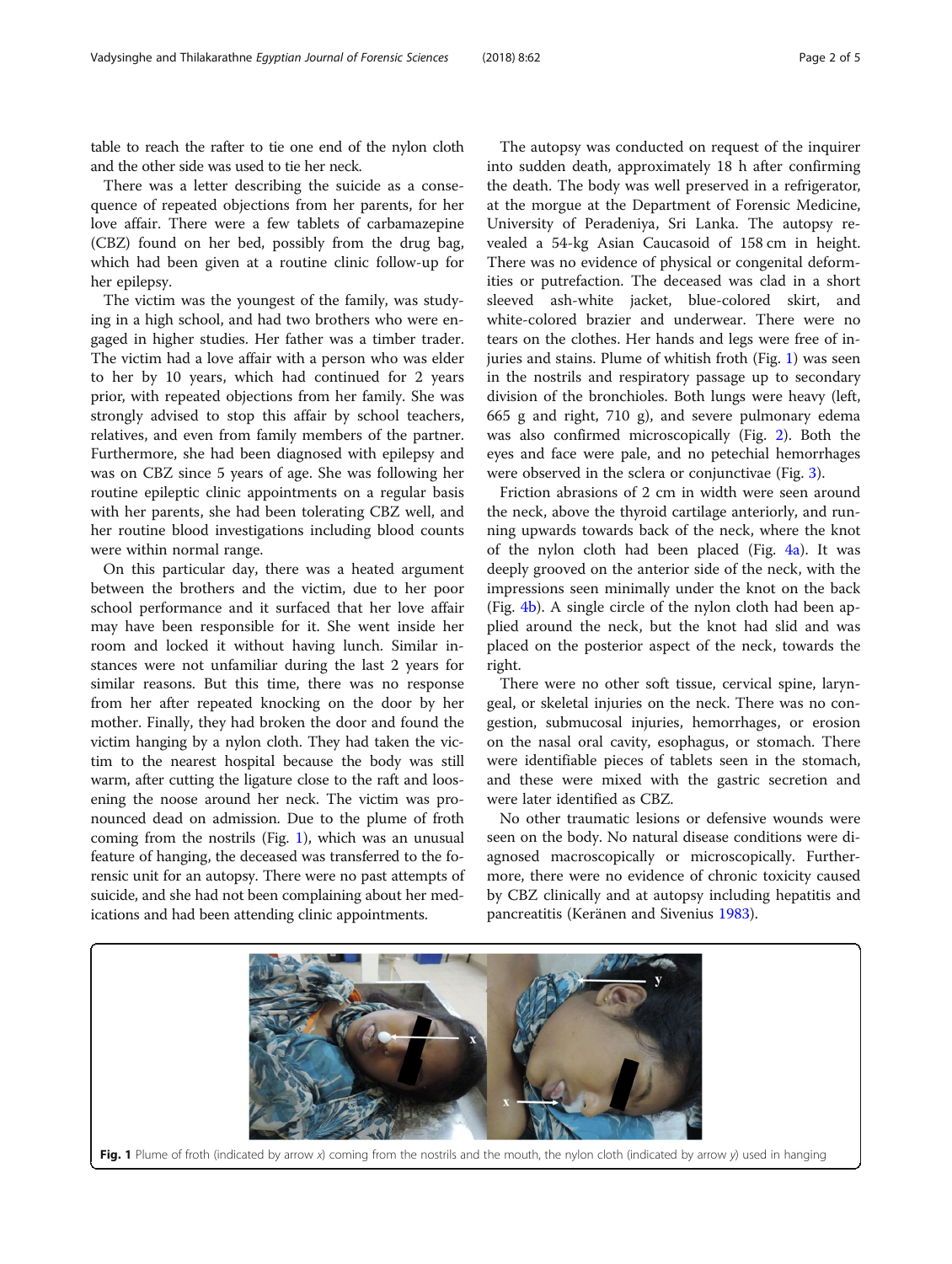table to reach the rafter to tie one end of the nylon cloth and the other side was used to tie her neck.

There was a letter describing the suicide as a consequence of repeated objections from her parents, for her love affair. There were a few tablets of carbamazepine (CBZ) found on her bed, possibly from the drug bag, which had been given at a routine clinic follow-up for her epilepsy.

The victim was the youngest of the family, was studying in a high school, and had two brothers who were engaged in higher studies. Her father was a timber trader. The victim had a love affair with a person who was elder to her by 10 years, which had continued for 2 years prior, with repeated objections from her family. She was strongly advised to stop this affair by school teachers, relatives, and even from family members of the partner. Furthermore, she had been diagnosed with epilepsy and was on CBZ since 5 years of age. She was following her routine epileptic clinic appointments on a regular basis with her parents, she had been tolerating CBZ well, and her routine blood investigations including blood counts were within normal range.

On this particular day, there was a heated argument between the brothers and the victim, due to her poor school performance and it surfaced that her love affair may have been responsible for it. She went inside her room and locked it without having lunch. Similar instances were not unfamiliar during the last 2 years for similar reasons. But this time, there was no response from her after repeated knocking on the door by her mother. Finally, they had broken the door and found the victim hanging by a nylon cloth. They had taken the victim to the nearest hospital because the body was still warm, after cutting the ligature close to the raft and loosening the noose around her neck. The victim was pronounced dead on admission. Due to the plume of froth coming from the nostrils (Fig. 1), which was an unusual feature of hanging, the deceased was transferred to the forensic unit for an autopsy. There were no past attempts of suicide, and she had not been complaining about her medications and had been attending clinic appointments.

The autopsy was conducted on request of the inquirer into sudden death, approximately 18 h after confirming the death. The body was well preserved in a refrigerator, at the morgue at the Department of Forensic Medicine, University of Peradeniya, Sri Lanka. The autopsy revealed a 54-kg Asian Caucasoid of 158 cm in height. There was no evidence of physical or congenital deformities or putrefaction. The deceased was clad in a short sleeved ash-white jacket, blue-colored skirt, and white-colored brazier and underwear. There were no tears on the clothes. Her hands and legs were free of injuries and stains. Plume of whitish froth (Fig. 1) was seen in the nostrils and respiratory passage up to secondary division of the bronchioles. Both lungs were heavy (left, 665 g and right, 710 g), and severe pulmonary edema was also confirmed microscopically (Fig. 2). Both the eyes and face were pale, and no petechial hemorrhages were observed in the sclera or conjunctivae (Fig. 3).

Friction abrasions of 2 cm in width were seen around the neck, above the thyroid cartilage anteriorly, and running upwards towards back of the neck, where the knot of the nylon cloth had been placed (Fig. 4a). It was deeply grooved on the anterior side of the neck, with the impressions seen minimally under the knot on the back (Fig. 4b). A single circle of the nylon cloth had been applied around the neck, but the knot had slid and was placed on the posterior aspect of the neck, towards the right.

There were no other soft tissue, cervical spine, laryngeal, or skeletal injuries on the neck. There was no congestion, submucosal injuries, hemorrhages, or erosion on the nasal oral cavity, esophagus, or stomach. There were identifiable pieces of tablets seen in the stomach, and these were mixed with the gastric secretion and were later identified as CBZ.

No other traumatic lesions or defensive wounds were seen on the body. No natural disease conditions were diagnosed macroscopically or microscopically. Furthermore, there were no evidence of chronic toxicity caused by CBZ clinically and at autopsy including hepatitis and pancreatitis (Keränen and Sivenius 1983).

**Fig. 1** Plume of froth (indicated by arrow *x*) coming from the nostrils and the mouth, the nylon cloth (indicated by arrow *y*) used in hanging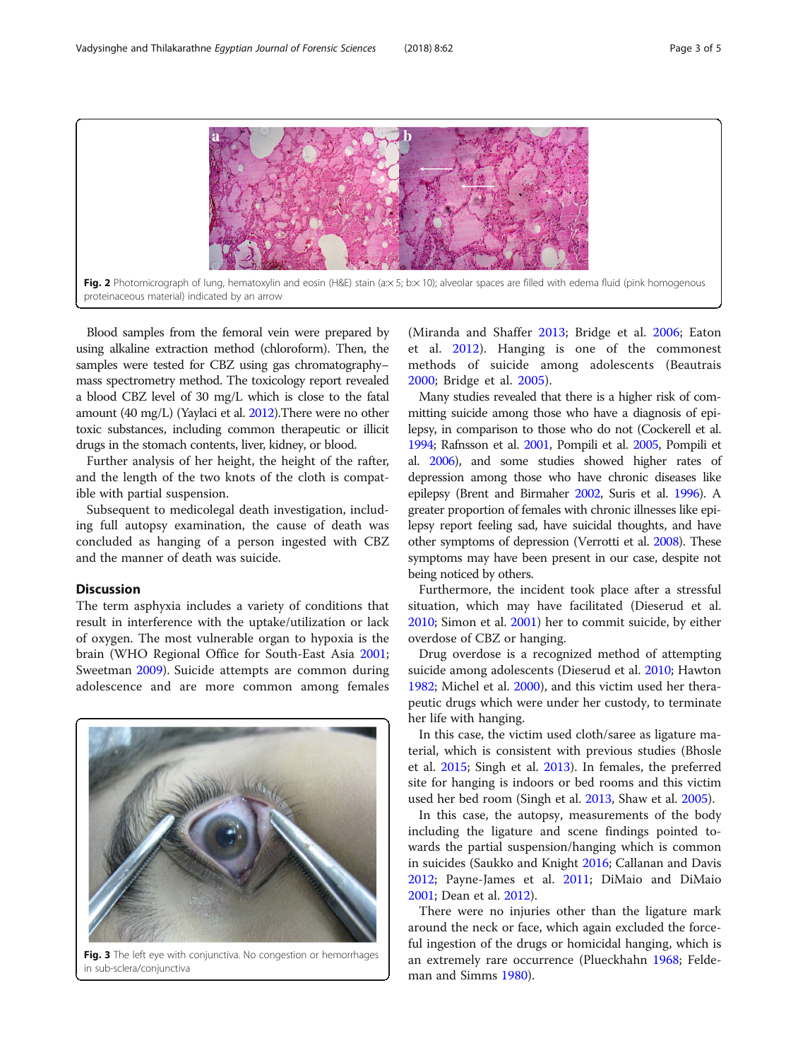Fig. 2 Photomicrograph of lung, hematoxylin and eosin (H&E) stain (a:× 5; b:× 10); alveolar spaces are filled with edema fluid (pink homogenous proteinaceous material) indicated by an arrow

Blood samples from the femoral vein were prepared by using alkaline extraction method (chloroform). Then, the samples were tested for CBZ using gas chromatography–mass spectrometry method. The toxicology report revealed a blood CBZ level of 30 mg/L which is close to the fatal amount (40 mg/L) (Yaylaci et al. 2012).There were no other toxic substances, including common therapeutic or illicit drugs in the stomach contents, liver, kidney, or blood.

Further analysis of her height, the height of the rafter, and the length of the two knots of the cloth is compatible with partial suspension.

Subsequent to medicolegal death investigation, including full autopsy examination, the cause of death was concluded as hanging of a person ingested with CBZ and the manner of death was suicide.

## Discussion

The term asphyxia includes a variety of conditions that result in interference with the uptake/utilization or lack of oxygen. The most vulnerable organ to hypoxia is the brain (WHO Regional Office for South-East Asia 2001; Sweetman 2009). Suicide attempts are common during adolescence and are more common among females (Miranda and Shaffer 2013; Bridge et al. 2006; Eaton et al. 2012). Hanging is one of the commonest methods of suicide among adolescents (Beautrais 2000; Bridge et al. 2005).

Fig. 3 The left eye with conjunctiva. No congestion or hemorrhages in sub-sclera/conjunctiva

Many studies revealed that there is a higher risk of committing suicide among those who have a diagnosis of epilepsy, in comparison to those who do not (Cockerell et al. 1994; Rafnsson et al. 2001, Pompili et al. 2005, Pompili et al. 2006), and some studies showed higher rates of depression among those who have chronic diseases like epilepsy (Brent and Birmaher 2002, Suris et al. 1996). A greater proportion of females with chronic illnesses like epilepsy report feeling sad, have suicidal thoughts, and have other symptoms of depression (Verrotti et al. 2008). These symptoms may have been present in our case, despite not being noticed by others.

Furthermore, the incident took place after a stressful situation, which may have facilitated (Dieserud et al. 2010; Simon et al. 2001) her to commit suicide, by either overdose of CBZ or hanging.

Drug overdose is a recognized method of attempting suicide among adolescents (Dieserud et al. 2010; Hawton 1982; Michel et al. 2000), and this victim used her therapeutic drugs which were under her custody, to terminate her life with hanging.

In this case, the victim used cloth/saree as ligature material, which is consistent with previous studies (Bhosle et al. 2015; Singh et al. 2013). In females, the preferred site for hanging is indoors or bed rooms and this victim used her bed room (Singh et al. 2013, Shaw et al. 2005).

In this case, the autopsy, measurements of the body including the ligature and scene findings pointed towards the partial suspension/hanging which is common in suicides (Saukko and Knight 2016; Callanan and Davis 2012; Payne-James et al. 2011; DiMaio and DiMaio 2001; Dean et al. 2012).

There were no injuries other than the ligature mark around the neck or face, which again excluded the forceful ingestion of the drugs or homicidal hanging, which is an extremely rare occurrence (Plueckhahn 1968; Feldeman and Simms 1980).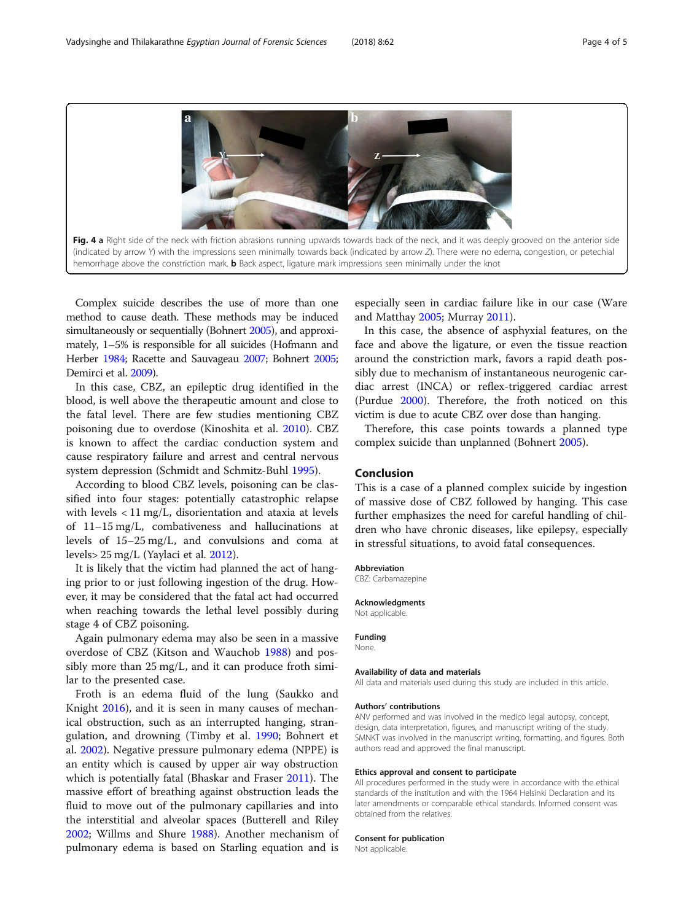**Fig. 4** **a** Right side of the neck with friction abrasions running upwards towards back of the neck, and it was deeply grooved on the anterior side (indicated by arrow *Y*) with the impressions seen minimally towards back (indicated by arrow *Z*). There were no edema, congestion, or petechial hemorrhage above the constriction mark. **b** Back aspect, ligature mark impressions seen minimally under the knot

Complex suicide describes the use of more than one method to cause death. These methods may be induced simultaneously or sequentially (Bohnert 2005), and approximately, 1–5% is responsible for all suicides (Hofmann and Herber 1984; Racette and Sauvageau 2007; Bohnert 2005; Demirci et al. 2009).

In this case, CBZ, an epileptic drug identified in the blood, is well above the therapeutic amount and close to the fatal level. There are few studies mentioning CBZ poisoning due to overdose (Kinoshita et al. 2010). CBZ is known to affect the cardiac conduction system and cause respiratory failure and arrest and central nervous system depression (Schmidt and Schmitz-Buhl 1995).

According to blood CBZ levels, poisoning can be classified into four stages: potentially catastrophic relapse with levels < 11 mg/L, disorientation and ataxia at levels of 11–15 mg/L, combativeness and hallucinations at levels of 15–25 mg/L, and convulsions and coma at levels> 25 mg/L (Yaylaci et al. 2012).

It is likely that the victim had planned the act of hanging prior to or just following ingestion of the drug. However, it may be considered that the fatal act had occurred when reaching towards the lethal level possibly during stage 4 of CBZ poisoning.

Again pulmonary edema may also be seen in a massive overdose of CBZ (Kitson and Wauchob 1988) and possibly more than 25 mg/L, and it can produce froth similar to the presented case.

Froth is an edema fluid of the lung (Saukko and Knight 2016), and it is seen in many causes of mechanical obstruction, such as an interrupted hanging, strangulation, and drowning (Timby et al. 1990; Bohnert et al. 2002). Negative pressure pulmonary edema (NPPE) is an entity which is caused by upper air way obstruction which is potentially fatal (Bhaskar and Fraser 2011). The massive effort of breathing against obstruction leads the fluid to move out of the pulmonary capillaries and into the interstitial and alveolar spaces (Butterell and Riley 2002; Willms and Shure 1988). Another mechanism of pulmonary edema is based on Starling equation and is especially seen in cardiac failure like in our case (Ware and Matthay 2005; Murray 2011).

In this case, the absence of asphyxial features, on the face and above the ligature, or even the tissue reaction around the constriction mark, favors a rapid death possibly due to mechanism of instantaneous neurogenic cardiac arrest (INCA) or reflex-triggered cardiac arrest (Purdue 2000). Therefore, the froth noticed on this victim is due to acute CBZ over dose than hanging.

Therefore, this case points towards a planned type complex suicide than unplanned (Bohnert 2005).

## Conclusion

This is a case of a planned complex suicide by ingestion of massive dose of CBZ followed by hanging. This case further emphasizes the need for careful handling of children who have chronic diseases, like epilepsy, especially in stressful situations, to avoid fatal consequences.

#### Abbreviation

CBZ: Carbamazepine

#### Acknowledgments

Not applicable.

#### Funding

None.

#### Availability of data and materials

All data and materials used during this study are included in this article.

#### Authors' contributions

ANV performed and was involved in the medico legal autopsy, concept, design, data interpretation, figures, and manuscript writing of the study. SMNKT was involved in the manuscript writing, formatting, and figures. Both authors read and approved the final manuscript.

#### Ethics approval and consent to participate

All procedures performed in the study were in accordance with the ethical standards of the institution and with the 1964 Helsinki Declaration and its later amendments or comparable ethical standards. Informed consent was obtained from the relatives.

#### Consent for publication

Not applicable.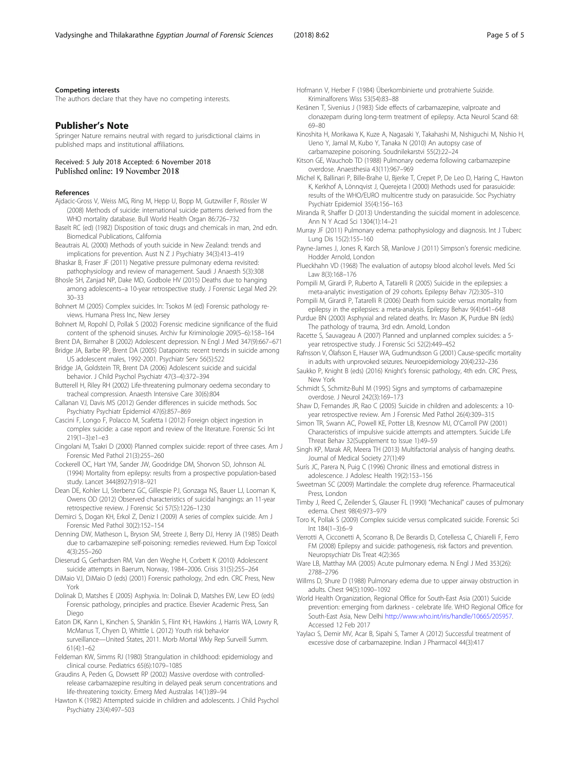### Competing interests

The authors declare that they have no competing interests.

## Publisher's Note

Springer Nature remains neutral with regard to jurisdictional claims in published maps and institutional affiliations.

Received: 5 July 2018 Accepted: 6 November 2018
Published online: 19 November 2018

### References

Ajdacic-Gross V, Weiss MG, Ring M, Hepp U, Bopp M, Gutzwiller F, Rössler W (2008) Methods of suicide: international suicide patterns derived from the WHO mortality database. Bull World Health Organ 86:726–732

Baselt RC (ed) (1982) Disposition of toxic drugs and chemicals in man, 2nd edn. Biomedical Publications, California

Beautrais AL (2000) Methods of youth suicide in New Zealand: trends and implications for prevention. Aust N Z J Psychiatry 34(3):413–419

Bhaskar B, Fraser JF (2011) Negative pressure pulmonary edema revisited: pathophysiology and review of management. Saudi J Anaesth 5(3):308

Bhosle SH, Zanjad NP, Dake MD, Godbole HV (2015) Deaths due to hanging among adolescents–a 10-year retrospective study. J Forensic Legal Med 29: 30–33

Bohnert M (2005) Complex suicides. In: Tsokos M (ed) Forensic pathology reviews. Humana Press Inc, New Jersey

Bohnert M, Ropohl D, Pollak S (2002) Forensic medicine significance of the fluid content of the sphenoid sinuses. Archiv fur Kriminologie 209(5–6):158–164

Brent DA, Birmaher B (2002) Adolescent depression. N Engl J Med 347(9):667–671

Bridge JA, Barbe RP, Brent DA (2005) Datapoints: recent trends in suicide among US adolescent males, 1992-2001. Psychiatr Serv 56(5):522

Bridge JA, Goldstein TR, Brent DA (2006) Adolescent suicide and suicidal behavior. J Child Psychol Psychiatr 47(3–4):372–394

Butterell H, Riley RH (2002) Life-threatening pulmonary oedema secondary to tracheal compression. Anaesth Intensive Care 30(6):804

Callanan VJ, Davis MS (2012) Gender differences in suicide methods. Soc Psychiatry Psychiatr Epidemiol 47(6):857–869

Cascini F, Longo F, Polacco M, Scafetta I (2012) Foreign object ingestion in complex suicide: a case report and review of the literature. Forensic Sci Int 219(1–3):e1–e3

Cingolani M, Tsakri D (2000) Planned complex suicide: report of three cases. Am J Forensic Med Pathol 21(3):255–260

Cockerell OC, Hart YM, Sander JW, Goodridge DM, Shorvon SD, Johnson AL (1994) Mortality from epilepsy: results from a prospective population-based study. Lancet 344(8927):918–921

Dean DE, Kohler LJ, Sterbenz GC, Gillespie PJ, Gonzaga NS, Bauer LJ, Looman K, Owens OD (2012) Observed characteristics of suicidal hangings: an 11-year retrospective review. J Forensic Sci 57(5):1226–1230

Demirci S, Dogan KH, Erkol Z, Deniz I (2009) A series of complex suicide. Am J Forensic Med Pathol 30(2):152–154

Denning DW, Matheson L, Bryson SM, Streete J, Berry DJ, Henry JA (1985) Death due to carbamazepine self-poisoning: remedies reviewed. Hum Exp Toxicol 4(3):255–260

Dieserud G, Gerhardsen RM, Van den Weghe H, Corbett K (2010) Adolescent suicide attempts in Baerum, Norway, 1984–2006. Crisis 31(5):255–264

DiMaio VJ, DiMaio D (eds) (2001) Forensic pathology, 2nd edn. CRC Press, New York

Dolinak D, Matshes E (2005) Asphyxia. In: Dolinak D, Matshes EW, Lew EO (eds) Forensic pathology, principles and practice. Elsevier Academic Press, San Diego

Eaton DK, Kann L, Kinchen S, Shanklin S, Flint KH, Hawkins J, Harris WA, Lowry R, McManus T, Chyen D, Whittle L (2012) Youth risk behavior surveillance—United States, 2011. Morb Mortal Wkly Rep Surveill Summ. 61(4):1–62

Feldeman KW, Simms RJ (1980) Strangulation in childhood: epidemiology and clinical course. Pediatrics 65(6):1079–1085

Graudins A, Peden G, Dowsett RP (2002) Massive overdose with controlled-release carbamazepine resulting in delayed peak serum concentrations and life-threatening toxicity. Emerg Med Australas 14(1):89–94

Hawton K (1982) Attempted suicide in children and adolescents. J Child Psychol Psychiatry 23(4):497–503

Hofmann V, Herber F (1984) Überkombinierte und protrahierte Suizide. Kriminalforens Wiss 53(54):83–88

Keränen T, Sivenius J (1983) Side effects of carbamazepine, valproate and clonazepam during long-term treatment of epilepsy. Acta Neurol Scand 68: 69–80

Kinoshita H, Morikawa K, Kuze A, Nagasaki Y, Takahashi M, Nishiguchi M, Nishio H, Ueno Y, Jamal M, Kubo Y, Tanaka N (2010) An autopsy case of carbamazepine poisoning. Soudnilekarstvi 55(2):22–24

Kitson GE, Wauchob TD (1988) Pulmonary oedema following carbamazepine overdose. Anaesthesia 43(11):967–969

Michel K, Ballinari P, Bille-Brahe U, Bjerke T, Crepet P, De Leo D, Haring C, Hawton K, Kerkhof A, Lönnqvist J, Querejeta I (2000) Methods used for parasuicide: results of the WHO/EURO multicentre study on parasuicide. Soc Psychiatry Psychiatr Epidemiol 35(4):156–163

Miranda R, Shaffer D (2013) Understanding the suicidal moment in adolescence. Ann N Y Acad Sci 1304(1):14–21

Murray JF (2011) Pulmonary oedema: pathophysiology and diagnosis. Int J Tuberc Lung Dis 15(2):155–160

Payne-James J, Jones R, Karch SB, Manlove J (2011) Simpson's forensic medicine. Hodder Arnold, London

Plueckhahn VD (1968) The evaluation of autopsy blood alcohol levels. Med Sci Law 8(3):168–176

Pompili M, Girardi P, Ruberto A, Tatarelli R (2005) Suicide in the epilepsies: a meta-analytic investigation of 29 cohorts. Epilepsy Behav 7(2):305–310

Pompili M, Girardi P, Tatarelli R (2006) Death from suicide versus mortality from epilepsy in the epilepsies: a meta-analysis. Epilepsy Behav 9(4):641–648

Purdue BN (2000) Asphyxial and related deaths. In: Mason JK, Purdue BN (eds) The pathology of trauma, 3rd edn. Arnold, London

Racette S, Sauvageau A (2007) Planned and unplanned complex suicides: a 5-year retrospective study. J Forensic Sci 52(2):449–452

Rafnsson V, Ólafsson E, Hauser WA, Gudmundsson G (2001) Cause-specific mortality in adults with unprovoked seizures. Neuroepidemiology 20(4):232–236

Saukko P, Knight B (eds) (2016) Knight's forensic pathology, 4th edn. CRC Press, New York

Schmidt S, Schmitz-Buhl M (1995) Signs and symptoms of carbamazepine overdose. J Neurol 242(3):169–173

Shaw D, Fernandes JR, Rao C (2005) Suicide in children and adolescents: a 10-year retrospective review. Am J Forensic Med Pathol 26(4):309–315

Simon TR, Swann AC, Powell KE, Potter LB, Kresnow MJ, O'Carroll PW (2001) Characteristics of impulsive suicide attempts and attempters. Suicide Life Threat Behav 32(Supplement to Issue 1):49–59

Singh KP, Marak AR, Meera TH (2013) Multifactorial analysis of hanging deaths. Journal of Medical Society 27(1):49

Surís JC, Parera N, Puig C (1996) Chronic illness and emotional distress in adolescence. J Adolesc Health 19(2):153–156

Sweetman SC (2009) Martindale: the complete drug reference. Pharmaceutical Press, London

Timby J, Reed C, Zeilender S, Glauser FL (1990) "Mechanical" causes of pulmonary edema. Chest 98(4):973–979

Toro K, Pollak S (2009) Complex suicide versus complicated suicide. Forensic Sci Int 184(1–3):6–9

Verrotti A, Cicconetti A, Scorrano B, De Berardis D, Cotellessa C, Chiarelli F, Ferro FM (2008) Epilepsy and suicide: pathogenesis, risk factors and prevention. Neuropsychiatr Dis Treat 4(2):365

Ware LB, Matthay MA (2005) Acute pulmonary edema. N Engl J Med 353(26): 2788–2796

Willms D, Shure D (1988) Pulmonary edema due to upper airway obstruction in adults. Chest 94(5):1090–1092

World Health Organization, Regional Office for South-East Asia (2001) Suicide prevention: emerging from darkness - celebrate life. WHO Regional Office for South-East Asia, New Delhi http://www.who.int/iris/handle/10665/205957. Accessed 12 Feb 2017

Yaylacı S, Demir MV, Acar B, Sipahi S, Tamer A (2012) Successful treatment of excessive dose of carbamazepine. Indian J Pharmacol 44(3):417